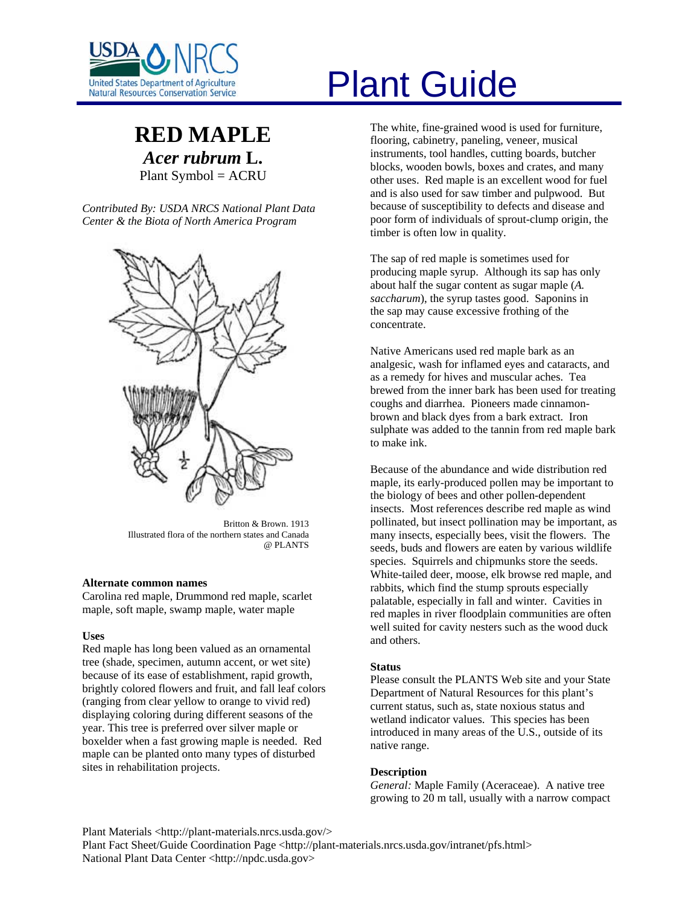# Plant Guide

## RED MAPLE
### *Acer rubrum* L.
Plant Symbol = ACRU

*Contributed By: USDA NRCS National Plant Data Center & the Biota of North America Program*

Britton & Brown. 1913
Illustrated flora of the northern states and Canada
@ PLANTS

**Alternate common names**
Carolina red maple, Drummond red maple, scarlet maple, soft maple, swamp maple, water maple

**Uses**
Red maple has long been valued as an ornamental tree (shade, specimen, autumn accent, or wet site) because of its ease of establishment, rapid growth, brightly colored flowers and fruit, and fall leaf colors (ranging from clear yellow to orange to vivid red) displaying coloring during different seasons of the year. This tree is preferred over silver maple or boxelder when a fast growing maple is needed. Red maple can be planted onto many types of disturbed sites in rehabilitation projects.

The white, fine-grained wood is used for furniture, flooring, cabinetry, paneling, veneer, musical instruments, tool handles, cutting boards, butcher blocks, wooden bowls, boxes and crates, and many other uses. Red maple is an excellent wood for fuel and is also used for saw timber and pulpwood. But because of susceptibility to defects and disease and poor form of individuals of sprout-clump origin, the timber is often low in quality.

The sap of red maple is sometimes used for producing maple syrup. Although its sap has only about half the sugar content as sugar maple (*A. saccharum*), the syrup tastes good. Saponins in the sap may cause excessive frothing of the concentrate.

Native Americans used red maple bark as an analgesic, wash for inflamed eyes and cataracts, and as a remedy for hives and muscular aches. Tea brewed from the inner bark has been used for treating coughs and diarrhea. Pioneers made cinnamon-brown and black dyes from a bark extract. Iron sulphate was added to the tannin from red maple bark to make ink.

Because of the abundance and wide distribution red maple, its early-produced pollen may be important to the biology of bees and other pollen-dependent insects. Most references describe red maple as wind pollinated, but insect pollination may be important, as many insects, especially bees, visit the flowers. The seeds, buds and flowers are eaten by various wildlife species. Squirrels and chipmunks store the seeds. White-tailed deer, moose, elk browse red maple, and rabbits, which find the stump sprouts especially palatable, especially in fall and winter. Cavities in red maples in river floodplain communities are often well suited for cavity nesters such as the wood duck and others.

**Status**
Please consult the PLANTS Web site and your State Department of Natural Resources for this plant's current status, such as, state noxious status and wetland indicator values. This species has been introduced in many areas of the U.S., outside of its native range.

**Description**
*General:* Maple Family (Aceraceae). A native tree growing to 20 m tall, usually with a narrow compact

Plant Materials <http://plant-materials.nrcs.usda.gov/>
Plant Fact Sheet/Guide Coordination Page <http://plant-materials.nrcs.usda.gov/intranet/pfs.html>
National Plant Data Center <http://npdc.usda.gov>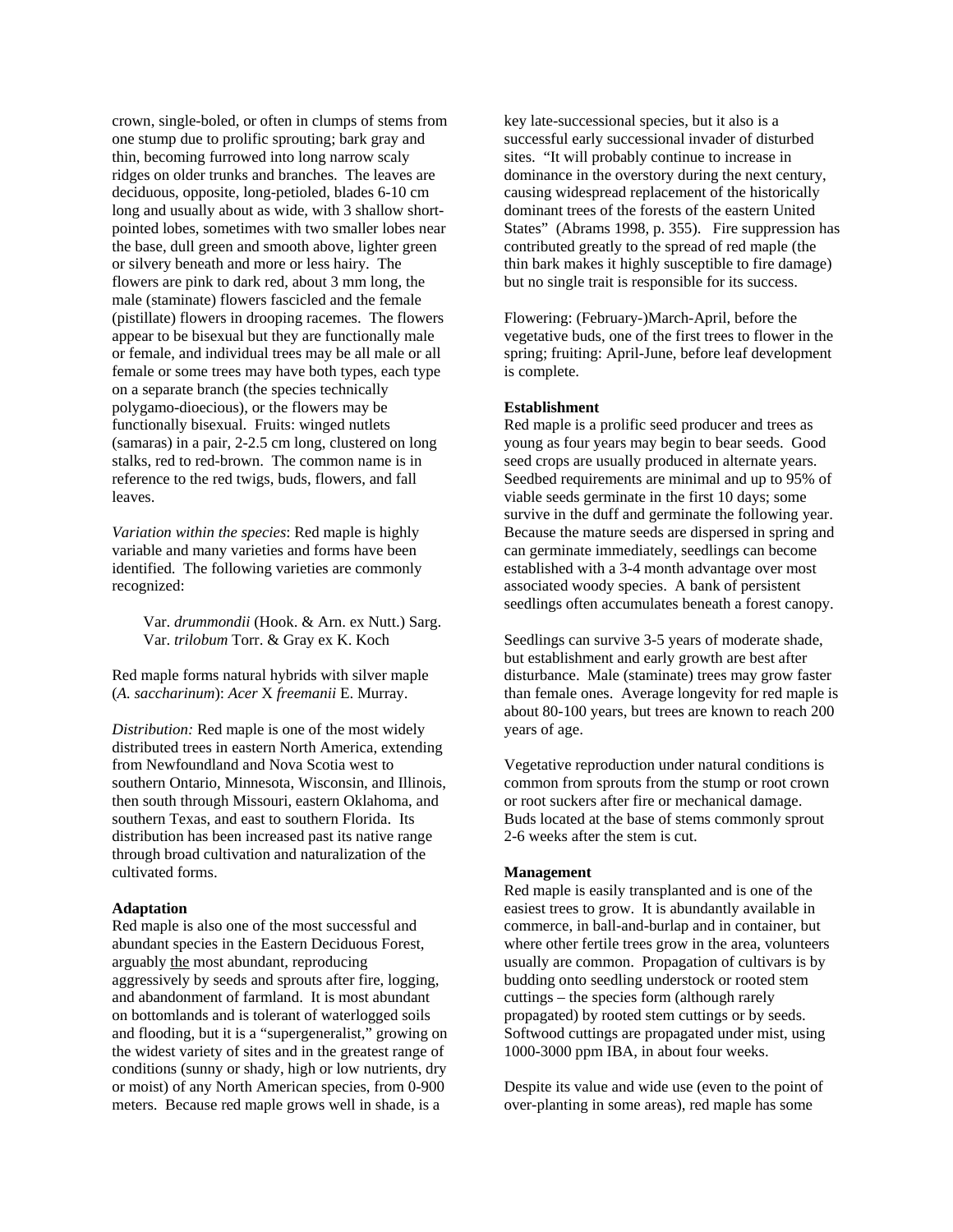crown, single-boled, or often in clumps of stems from one stump due to prolific sprouting; bark gray and thin, becoming furrowed into long narrow scaly ridges on older trunks and branches. The leaves are deciduous, opposite, long-petioled, blades 6-10 cm long and usually about as wide, with 3 shallow short-pointed lobes, sometimes with two smaller lobes near the base, dull green and smooth above, lighter green or silvery beneath and more or less hairy. The flowers are pink to dark red, about 3 mm long, the male (staminate) flowers fascicled and the female (pistillate) flowers in drooping racemes. The flowers appear to be bisexual but they are functionally male or female, and individual trees may be all male or all female or some trees may have both types, each type on a separate branch (the species technically polygamo-dioecious), or the flowers may be functionally bisexual. Fruits: winged nutlets (samaras) in a pair, 2-2.5 cm long, clustered on long stalks, red to red-brown. The common name is in reference to the red twigs, buds, flowers, and fall leaves.

*Variation within the species*: Red maple is highly variable and many varieties and forms have been identified. The following varieties are commonly recognized:

> Var. *drummondii* (Hook. & Arn. ex Nutt.) Sarg.
> Var. *trilobum* Torr. & Gray ex K. Koch

Red maple forms natural hybrids with silver maple (*A. saccharinum*): *Acer* X *freemanii* E. Murray.

*Distribution:* Red maple is one of the most widely distributed trees in eastern North America, extending from Newfoundland and Nova Scotia west to southern Ontario, Minnesota, Wisconsin, and Illinois, then south through Missouri, eastern Oklahoma, and southern Texas, and east to southern Florida. Its distribution has been increased past its native range through broad cultivation and naturalization of the cultivated forms.

**Adaptation**

Red maple is also one of the most successful and abundant species in the Eastern Deciduous Forest, arguably <u>the</u> most abundant, reproducing aggressively by seeds and sprouts after fire, logging, and abandonment of farmland. It is most abundant on bottomlands and is tolerant of waterlogged soils and flooding, but it is a "supergeneralist," growing on the widest variety of sites and in the greatest range of conditions (sunny or shady, high or low nutrients, dry or moist) of any North American species, from 0-900 meters. Because red maple grows well in shade, is a key late-successional species, but it also is a successful early successional invader of disturbed sites. "It will probably continue to increase in dominance in the overstory during the next century, causing widespread replacement of the historically dominant trees of the forests of the eastern United States" (Abrams 1998, p. 355). Fire suppression has contributed greatly to the spread of red maple (the thin bark makes it highly susceptible to fire damage) but no single trait is responsible for its success.

Flowering: (February-)March-April, before the vegetative buds, one of the first trees to flower in the spring; fruiting: April-June, before leaf development is complete.

**Establishment**

Red maple is a prolific seed producer and trees as young as four years may begin to bear seeds. Good seed crops are usually produced in alternate years. Seedbed requirements are minimal and up to 95% of viable seeds germinate in the first 10 days; some survive in the duff and germinate the following year. Because the mature seeds are dispersed in spring and can germinate immediately, seedlings can become established with a 3-4 month advantage over most associated woody species. A bank of persistent seedlings often accumulates beneath a forest canopy.

Seedlings can survive 3-5 years of moderate shade, but establishment and early growth are best after disturbance. Male (staminate) trees may grow faster than female ones. Average longevity for red maple is about 80-100 years, but trees are known to reach 200 years of age.

Vegetative reproduction under natural conditions is common from sprouts from the stump or root crown or root suckers after fire or mechanical damage. Buds located at the base of stems commonly sprout 2-6 weeks after the stem is cut.

**Management**

Red maple is easily transplanted and is one of the easiest trees to grow. It is abundantly available in commerce, in ball-and-burlap and in container, but where other fertile trees grow in the area, volunteers usually are common. Propagation of cultivars is by budding onto seedling understock or rooted stem cuttings – the species form (although rarely propagated) by rooted stem cuttings or by seeds. Softwood cuttings are propagated under mist, using 1000-3000 ppm IBA, in about four weeks.

Despite its value and wide use (even to the point of over-planting in some areas), red maple has some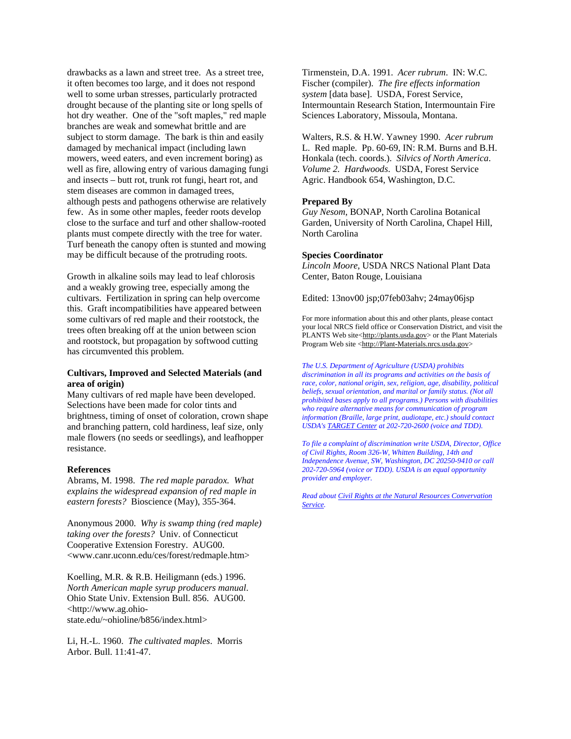drawbacks as a lawn and street tree. As a street tree, it often becomes too large, and it does not respond well to some urban stresses, particularly protracted drought because of the planting site or long spells of hot dry weather. One of the "soft maples," red maple branches are weak and somewhat brittle and are subject to storm damage. The bark is thin and easily damaged by mechanical impact (including lawn mowers, weed eaters, and even increment boring) as well as fire, allowing entry of various damaging fungi and insects – butt rot, trunk rot fungi, heart rot, and stem diseases are common in damaged trees, although pests and pathogens otherwise are relatively few. As in some other maples, feeder roots develop close to the surface and turf and other shallow-rooted plants must compete directly with the tree for water. Turf beneath the canopy often is stunted and mowing may be difficult because of the protruding roots.

Growth in alkaline soils may lead to leaf chlorosis and a weakly growing tree, especially among the cultivars. Fertilization in spring can help overcome this. Graft incompatibilities have appeared between some cultivars of red maple and their rootstock, the trees often breaking off at the union between scion and rootstock, but propagation by softwood cutting has circumvented this problem.

**Cultivars, Improved and Selected Materials (and area of origin)**

Many cultivars of red maple have been developed. Selections have been made for color tints and brightness, timing of onset of coloration, crown shape and branching pattern, cold hardiness, leaf size, only male flowers (no seeds or seedlings), and leafhopper resistance.

**References**

Abrams, M. 1998. *The red maple paradox. What explains the widespread expansion of red maple in eastern forests?* Bioscience (May), 355-364.

Anonymous 2000. *Why is swamp thing (red maple) taking over the forests?* Univ. of Connecticut Cooperative Extension Forestry. AUG00. <www.canr.uconn.edu/ces/forest/redmaple.htm>

Koelling, M.R. & R.B. Heiligmann (eds.) 1996. *North American maple syrup producers manual*. Ohio State Univ. Extension Bull. 856. AUG00. <http://www.ag.ohio-state.edu/~ohioline/b856/index.html>

Li, H.-L. 1960. *The cultivated maples*. Morris Arbor. Bull. 11:41-47.

Tirmenstein, D.A. 1991. *Acer rubrum*. IN: W.C. Fischer (compiler). *The fire effects information system* [data base]. USDA, Forest Service, Intermountain Research Station, Intermountain Fire Sciences Laboratory, Missoula, Montana.

Walters, R.S. & H.W. Yawney 1990. *Acer rubrum* L. Red maple. Pp. 60-69, IN: R.M. Burns and B.H. Honkala (tech. coords.). *Silvics of North America. Volume 2. Hardwoods.* USDA, Forest Service Agric. Handbook 654, Washington, D.C.

**Prepared By**

*Guy Nesom*, BONAP, North Carolina Botanical Garden, University of North Carolina, Chapel Hill, North Carolina

**Species Coordinator**

*Lincoln Moore*, USDA NRCS National Plant Data Center, Baton Rouge, Louisiana

Edited: 13nov00 jsp;07feb03ahv; 24may06jsp

For more information about this and other plants, please contact your local NRCS field office or Conservation District, and visit the PLANTS Web site<http://plants.usda.gov> or the Plant Materials Program Web site <http://Plant-Materials.nrcs.usda.gov>

*The U.S. Department of Agriculture (USDA) prohibits discrimination in all its programs and activities on the basis of race, color, national origin, sex, religion, age, disability, political beliefs, sexual orientation, and marital or family status. (Not all prohibited bases apply to all programs.) Persons with disabilities who require alternative means for communication of program information (Braille, large print, audiotape, etc.) should contact USDA's TARGET Center at 202-720-2600 (voice and TDD).*

*To file a complaint of discrimination write USDA, Director, Office of Civil Rights, Room 326-W, Whitten Building, 14th and Independence Avenue, SW, Washington, DC 20250-9410 or call 202-720-5964 (voice or TDD). USDA is an equal opportunity provider and employer.*

*Read about Civil Rights at the Natural Resources Convervation Service.*